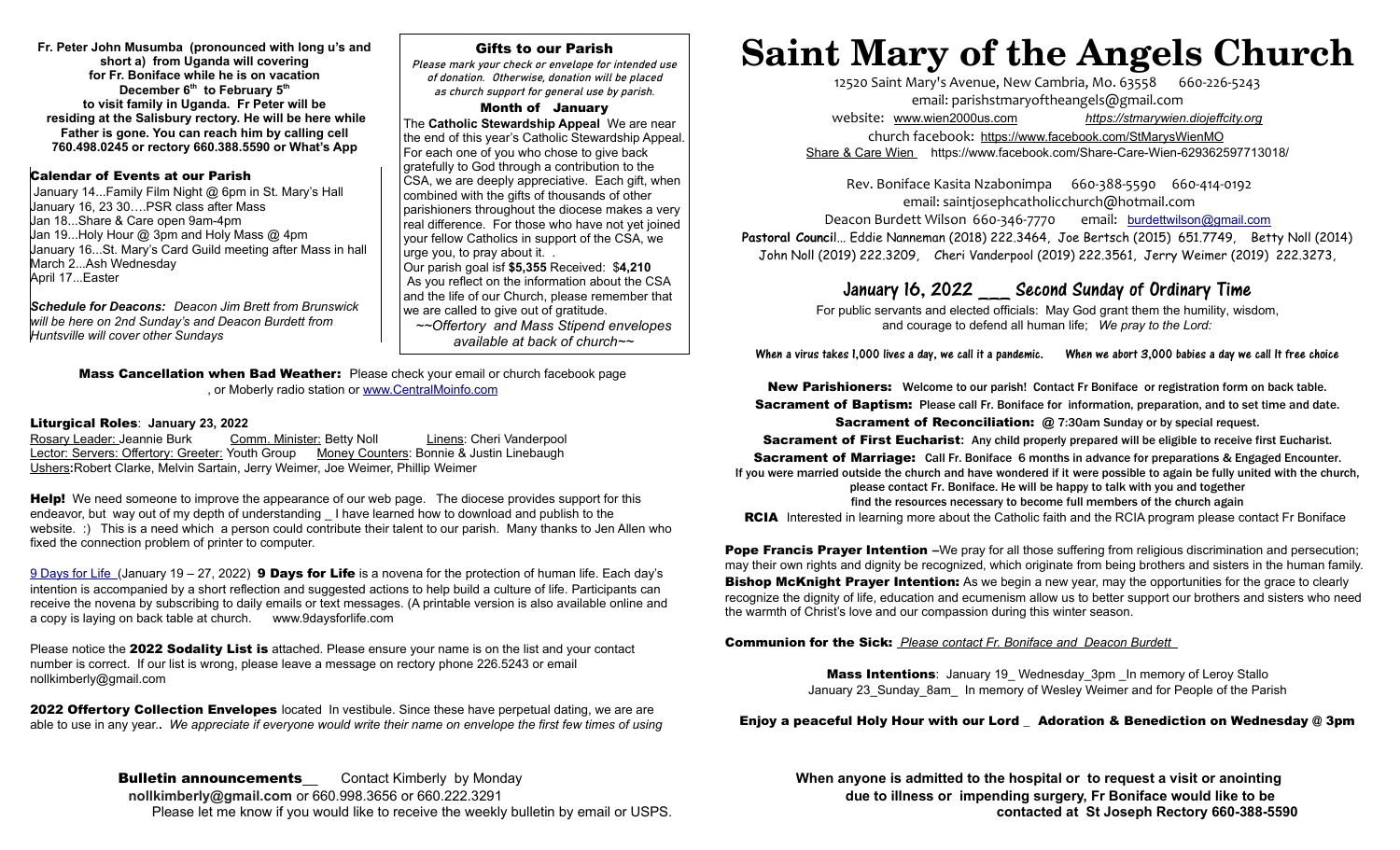**Fr. Peter John Musumba (pronounced with long u's and short a) from Uganda will be covering for Fr. Boniface while he is on vacation December 6th to February 5th to visit family in Uganda. Fr Peter will be residing at the Salisbury rectory. He will be here while Father is gone. You can reach him by calling cell 760.498.0245 or rectory 660.388.5590 or What's App**

### Calendar of Events at our Parish

January 14...Family Film Night @ 6pm in St. Mary's Hall
January 16, 23 30….PSR class after Mass
Jan 18...Share & Care open 9am-4pm
Jan 19...Holy Hour @ 3pm and Holy Mass @ 4pm
January 16...St. Mary's Card Guild meeting after Mass in hall
March 2...Ash Wednesday
April 17...Easter

***Schedule for Deacons:*** *Deacon Jim Brett from Brunswick will be here on 2nd Sunday's and Deacon Burdett from Huntsville will cover other Sundays*

### Gifts to our Parish

*Please mark your check or envelope for intended use of donation. Otherwise, donation will be placed as church support for general use by parish.*

**Month of January**

The **Catholic Stewardship Appeal** We are near the end of this year's Catholic Stewardship Appeal. For each one of you who chose to give back gratefully to God through a contribution to the CSA, we are deeply appreciative. Each gift, when combined with the gifts of thousands of other parishioners throughout the diocese makes a very real difference. For those who have not yet joined your fellow Catholics in support of the CSA, we urge you, to pray about it. .
Our parish goal isf **$5,355** Received: $**4,210**
As you reflect on the information about the CSA and the life of our Church, please remember that we are called to give out of gratitude.

*~~Offertory and Mass Stipend envelopes available at back of church~~*

**Mass Cancellation when Bad Weather:** Please check your email or church facebook page , or Moberly radio station or www.CentralMoinfo.com

**Liturgical Roles**: **January 23, 2022**

Rosary Leader: Jeannie Burk Comm. Minister: Betty Noll Linens: Cheri Vanderpool
Lector: Servers: Offertory: Greeter: Youth Group Money Counters: Bonnie & Justin Linebaugh
**Ushers:** Robert Clarke, Melvin Sartain, Jerry Weimer, Joe Weimer, Phillip Weimer

**Help!** We need someone to improve the appearance of our web page. The diocese provides support for this endeavor, but way out of my depth of understanding _ I have learned how to download and publish to the website. :) This is a need which a person could contribute their talent to our parish. Many thanks to Jen Allen who fixed the connection problem of printer to computer.

9 Days for Life (January 19 – 27, 2022) **9 Days for Life** is a novena for the protection of human life. Each day's intention is accompanied by a short reflection and suggested actions to help build a culture of life. Participants can receive the novena by subscribing to daily emails or text messages. (A printable version is also available online and a copy is laying on back table at church. www.9daysforlife.com

Please notice the **2022 Sodality List is** attached. Please ensure your name is on the list and your contact number is correct. If our list is wrong, please leave a message on rectory phone 226.5243 or email nollkimberly@gmail.com

**2022 Offertory Collection Envelopes** located In vestibule. Since these have perpetual dating, we are are able to use in any year.. *We appreciate if everyone would write their name on envelope the first few times of using*

**Bulletin announcements__** Contact Kimberly by Monday
**nollkimberly@gmail.com** or 660.998.3656 or 660.222.3291
Please let me know if you would like to receive the weekly bulletin by email or USPS.

# Saint Mary of the Angels Church

12520 Saint Mary's Avenue, New Cambria, Mo. 63558 660-226-5243
email: parishstmaryoftheangels@gmail.com
website: www.wien2000us.com https://stmarywien.diojeffcity.org
church facebook: https://www.facebook.com/StMarysWienMO
Share & Care Wien https://www.facebook.com/Share-Care-Wien-629362597713018/

Rev. Boniface Kasita Nzabonimpa 660-388-5590 660-414-0192
email: saintjosephcatholicchurch@hotmail.com
Deacon Burdett Wilson 660-346-7770 email: burdettwilson@gmail.com
**Pastoral Council**... Eddie Nanneman (2018) 222.3464, Joe Bertsch (2015) 651.7749, Betty Noll (2014) John Noll (2019) 222.3209, Cheri Vanderpool (2019) 222.3561, Jerry Weimer (2019) 222.3273,

## January 16, 2022 ___ Second Sunday of Ordinary Time

For public servants and elected officials: May God grant them the humility, wisdom, and courage to defend all human life; *We pray to the Lord:*

**When a virus takes 1,000 lives a day, we call it a pandemic. When we abort 3,000 babies a day we call It free choice**

**New Parishioners: Welcome to our parish! Contact Fr Boniface or registration form on back table.**
**Sacrament of Baptism: Please call Fr. Boniface for information, preparation, and to set time and date.**
**Sacrament of Reconciliation: @ 7:30am Sunday or by special request.**
**Sacrament of First Eucharist: Any child properly prepared will be eligible to receive first Eucharist.**
**Sacrament of Marriage: Call Fr. Boniface 6 months in advance for preparations & Engaged Encounter.**
**If you were married outside the church and have wondered if it were possible to again be fully united with the church, please contact Fr. Boniface. He will be happy to talk with you and together find the resources necessary to become full members of the church again**
**RCIA** Interested in learning more about the Catholic faith and the RCIA program please contact Fr Boniface

**Pope Francis Prayer Intention** –We pray for all those suffering from religious discrimination and persecution; may their own rights and dignity be recognized, which originate from being brothers and sisters in the human family.
**Bishop McKnight Prayer Intention:** As we begin a new year, may the opportunities for the grace to clearly recognize the dignity of life, education and ecumenism allow us to better support our brothers and sisters who need the warmth of Christ's love and our compassion during this winter season.

**Communion for the Sick:** *Please contact Fr. Boniface and Deacon Burdett*

**Mass Intentions**: January 19_ Wednesday_3pm _In memory of Leroy Stallo
January 23_Sunday_8am_ In memory of Wesley Weimer and for People of the Parish

**Enjoy a peaceful Holy Hour with our Lord _ Adoration & Benediction on Wednesday @ 3pm**

**When anyone is admitted to the hospital or to request a visit or anointing due to illness or impending surgery, Fr Boniface would like to be contacted at St Joseph Rectory 660-388-5590**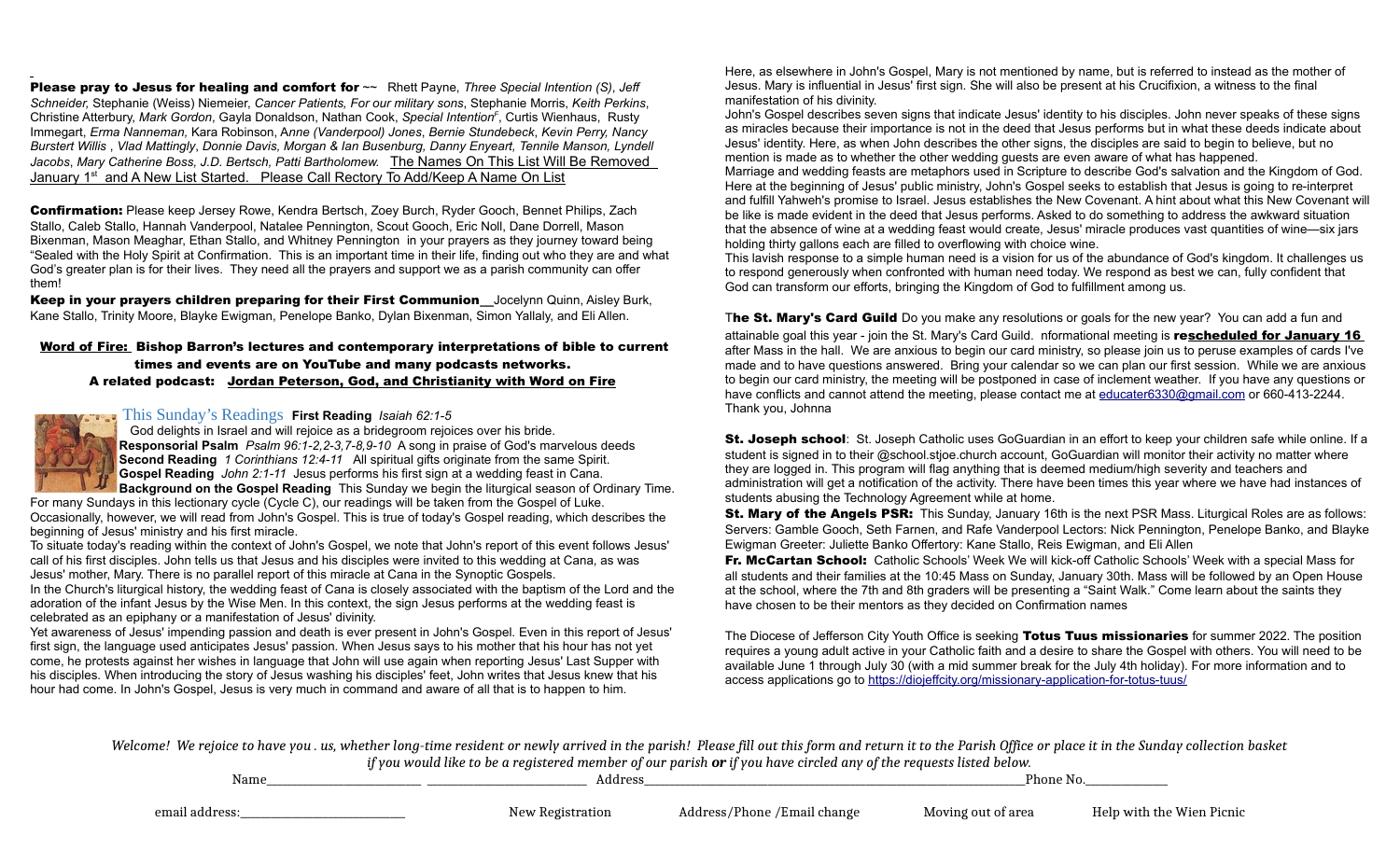**Please pray to Jesus for healing and comfort for** ~~ Rhett Payne, *Three Special Intention (S)*, *Jeff Schneider*, Stephanie (Weiss) Niemeier, *Cancer Patients, For our military sons*, Stephanie Morris, *Keith Perkins*, Christine Atterbury, *Mark Gordon*, Gayla Donaldson, Nathan Cook, *Special Intention*[r], Curtis Wienhaus, Rusty Immegart, *Erma Nanneman*, Kara Robinson, A*nne (Vanderpool) Jones*, *Bernie Stundebeck*, *Kevin Perry, Nancy Burstert Willis* , *Vlad Mattingly*, *Donnie Davis, Morgan & Ian Busenburg, Danny Enyeart, Tennile Manson, Lyndell Jacobs*, *Mary Catherine Boss, J.D. Bertsch, Patti Bartholomew.* The Names On This List Will Be Removed January 1st and A New List Started. Please Call Rectory To Add/Keep A Name On List

**Confirmation:** Please keep Jersey Rowe, Kendra Bertsch, Zoey Burch, Ryder Gooch, Bennet Philips, Zach Stallo, Caleb Stallo, Hannah Vanderpool, Natalee Pennington, Scout Gooch, Eric Noll, Dane Dorrell, Mason Bixenman, Mason Meaghar, Ethan Stallo, and Whitney Pennington in your prayers as they journey toward being "Sealed with the Holy Spirit at Confirmation. This is an important time in their life, finding out who they are and what God's greater plan is for their lives. They need all the prayers and support we as a parish community can offer them!

**Keep in your prayers children preparing for their First Communion**__Jocelynn Quinn, Aisley Burk, Kane Stallo, Trinity Moore, Blayke Ewigman, Penelope Banko, Dylan Bixenman, Simon Yallaly, and Eli Allen.

**Word of Fire: Bishop Barron's lectures and contemporary interpretations of bible to current times and events are on YouTube and many podcasts networks.**
**A related podcast: Jordan Peterson, God, and Christianity with Word on Fire**

## This Sunday's Readings

**First Reading** *Isaiah 62:1-5*
God delights in Israel and will rejoice as a bridegroom rejoices over his bride.
**Responsorial Psalm** *Psalm 96:1-2,2-3,7-8,9-10* A song in praise of God's marvelous deeds
**Second Reading** *1 Corinthians 12:4-11* All spiritual gifts originate from the same Spirit.
**Gospel Reading** *John 2:1-11* Jesus performs his first sign at a wedding feast in Cana.
**Background on the Gospel Reading** This Sunday we begin the liturgical season of Ordinary Time. For many Sundays in this lectionary cycle (Cycle C), our readings will be taken from the Gospel of Luke. Occasionally, however, we will read from John's Gospel. This is true of today's Gospel reading, which describes the beginning of Jesus' ministry and his first miracle.

To situate today's reading within the context of John's Gospel, we note that John's report of this event follows Jesus' call of his first disciples. John tells us that Jesus and his disciples were invited to this wedding at Cana, as was Jesus' mother, Mary. There is no parallel report of this miracle at Cana in the Synoptic Gospels.

In the Church's liturgical history, the wedding feast of Cana is closely associated with the baptism of the Lord and the adoration of the infant Jesus by the Wise Men. In this context, the sign Jesus performs at the wedding feast is celebrated as an epiphany or a manifestation of Jesus' divinity.

Yet awareness of Jesus' impending passion and death is ever present in John's Gospel. Even in this report of Jesus' first sign, the language used anticipates Jesus' passion. When Jesus says to his mother that his hour has not yet come, he protests against her wishes in language that John will use again when reporting Jesus' Last Supper with his disciples. When introducing the story of Jesus washing his disciples' feet, John writes that Jesus knew that his hour had come. In John's Gospel, Jesus is very much in command and aware of all that is to happen to him.

Here, as elsewhere in John's Gospel, Mary is not mentioned by name, but is referred to instead as the mother of Jesus. Mary is influential in Jesus' first sign. She will also be present at his Crucifixion, a witness to the final manifestation of his divinity.

John's Gospel describes seven signs that indicate Jesus' identity to his disciples. John never speaks of these signs as miracles because their importance is not in the deed that Jesus performs but in what these deeds indicate about Jesus' identity. Here, as when John describes the other signs, the disciples are said to begin to believe, but no mention is made as to whether the other wedding guests are even aware of what has happened.

Marriage and wedding feasts are metaphors used in Scripture to describe God's salvation and the Kingdom of God. Here at the beginning of Jesus' public ministry, John's Gospel seeks to establish that Jesus is going to re-interpret and fulfill Yahweh's promise to Israel. Jesus establishes the New Covenant. A hint about what this New Covenant will be like is made evident in the deed that Jesus performs. Asked to do something to address the awkward situation that the absence of wine at a wedding feast would create, Jesus' miracle produces vast quantities of wine—six jars holding thirty gallons each are filled to overflowing with choice wine.

This lavish response to a simple human need is a vision for us of the abundance of God's kingdom. It challenges us to respond generously when confronted with human need today. We respond as best we can, fully confident that God can transform our efforts, bringing the Kingdom of God to fulfillment among us.

T**he St. Mary's Card Guild** Do you make any resolutions or goals for the new year? You can add a fun and attainable goal this year - join the St. Mary's Card Guild. nformational meeting is **rescheduled for January 16** after Mass in the hall. We are anxious to begin our card ministry, so please join us to peruse examples of cards I've made and to have questions answered. Bring your calendar so we can plan our first session. While we are anxious to begin our card ministry, the meeting will be postponed in case of inclement weather. If you have any questions or have conflicts and cannot attend the meeting, please contact me at educater6330@gmail.com or 660-413-2244. Thank you, Johnna

**St. Joseph school**: St. Joseph Catholic uses GoGuardian in an effort to keep your children safe while online. If a student is signed in to their @school.stjoe.church account, GoGuardian will monitor their activity no matter where they are logged in. This program will flag anything that is deemed medium/high severity and teachers and administration will get a notification of the activity. There have been times this year where we have had instances of students abusing the Technology Agreement while at home.

**St. Mary of the Angels PSR:** This Sunday, January 16th is the next PSR Mass. Liturgical Roles are as follows: Servers: Gamble Gooch, Seth Farnen, and Rafe Vanderpool Lectors: Nick Pennington, Penelope Banko, and Blayke Ewigman Greeter: Juliette Banko Offertory: Kane Stallo, Reis Ewigman, and Eli Allen

**Fr. McCartan School:** Catholic Schools' Week We will kick-off Catholic Schools' Week with a special Mass for all students and their families at the 10:45 Mass on Sunday, January 30th. Mass will be followed by an Open House at the school, where the 7th and 8th graders will be presenting a "Saint Walk." Come learn about the saints they have chosen to be their mentors as they decided on Confirmation names

The Diocese of Jefferson City Youth Office is seeking **Totus Tuus missionaries** for summer 2022. The position requires a young adult active in your Catholic faith and a desire to share the Gospel with others. You will need to be available June 1 through July 30 (with a mid summer break for the July 4th holiday). For more information and to access applications go to https://diojeffcity.org/missionary-application-for-totus-tuus/

*Welcome! We rejoice to have you . us, whether long-time resident or newly arrived in the parish! Please fill out this form and return it to the Parish Office or place it in the Sunday collection basket if you would like to be a registered member of our parish **or** if you have circled any of the requests listed below.*

Name__________________________ __________________________ Address______________________________________________________________Phone No.____________

email address:___________________________ New Registration Address/Phone /Email change Moving out of area Help with the Wien Picnic